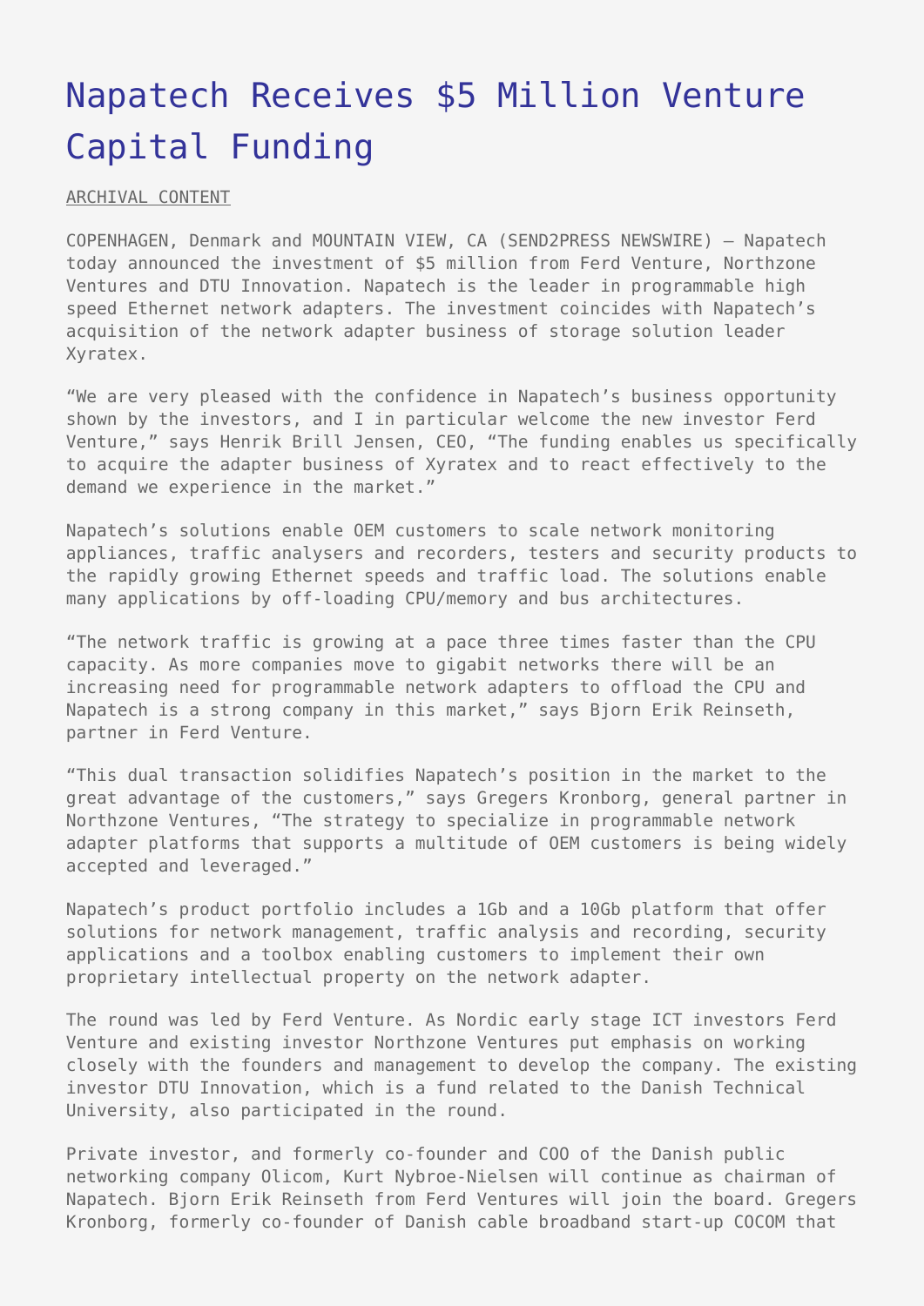# Napatech Receives $5 Million Venture Capital Funding

ARCHIVAL CONTENT

COPENHAGEN, Denmark and MOUNTAIN VIEW, CA (SEND2PRESS NEWSWIRE) — Napatech today announced the investment of $5 million from Ferd Venture, Northzone Ventures and DTU Innovation. Napatech is the leader in programmable high speed Ethernet network adapters. The investment coincides with Napatech's acquisition of the network adapter business of storage solution leader Xyratex.

"We are very pleased with the confidence in Napatech's business opportunity shown by the investors, and I in particular welcome the new investor Ferd Venture," says Henrik Brill Jensen, CEO, "The funding enables us specifically to acquire the adapter business of Xyratex and to react effectively to the demand we experience in the market."

Napatech's solutions enable OEM customers to scale network monitoring appliances, traffic analysers and recorders, testers and security products to the rapidly growing Ethernet speeds and traffic load. The solutions enable many applications by off-loading CPU/memory and bus architectures.

"The network traffic is growing at a pace three times faster than the CPU capacity. As more companies move to gigabit networks there will be an increasing need for programmable network adapters to offload the CPU and Napatech is a strong company in this market," says Bjorn Erik Reinseth, partner in Ferd Venture.

"This dual transaction solidifies Napatech's position in the market to the great advantage of the customers," says Gregers Kronborg, general partner in Northzone Ventures, "The strategy to specialize in programmable network adapter platforms that supports a multitude of OEM customers is being widely accepted and leveraged."

Napatech's product portfolio includes a 1Gb and a 10Gb platform that offer solutions for network management, traffic analysis and recording, security applications and a toolbox enabling customers to implement their own proprietary intellectual property on the network adapter.

The round was led by Ferd Venture. As Nordic early stage ICT investors Ferd Venture and existing investor Northzone Ventures put emphasis on working closely with the founders and management to develop the company. The existing investor DTU Innovation, which is a fund related to the Danish Technical University, also participated in the round.

Private investor, and formerly co-founder and COO of the Danish public networking company Olicom, Kurt Nybroe-Nielsen will continue as chairman of Napatech. Bjorn Erik Reinseth from Ferd Ventures will join the board. Gregers Kronborg, formerly co-founder of Danish cable broadband start-up COCOM that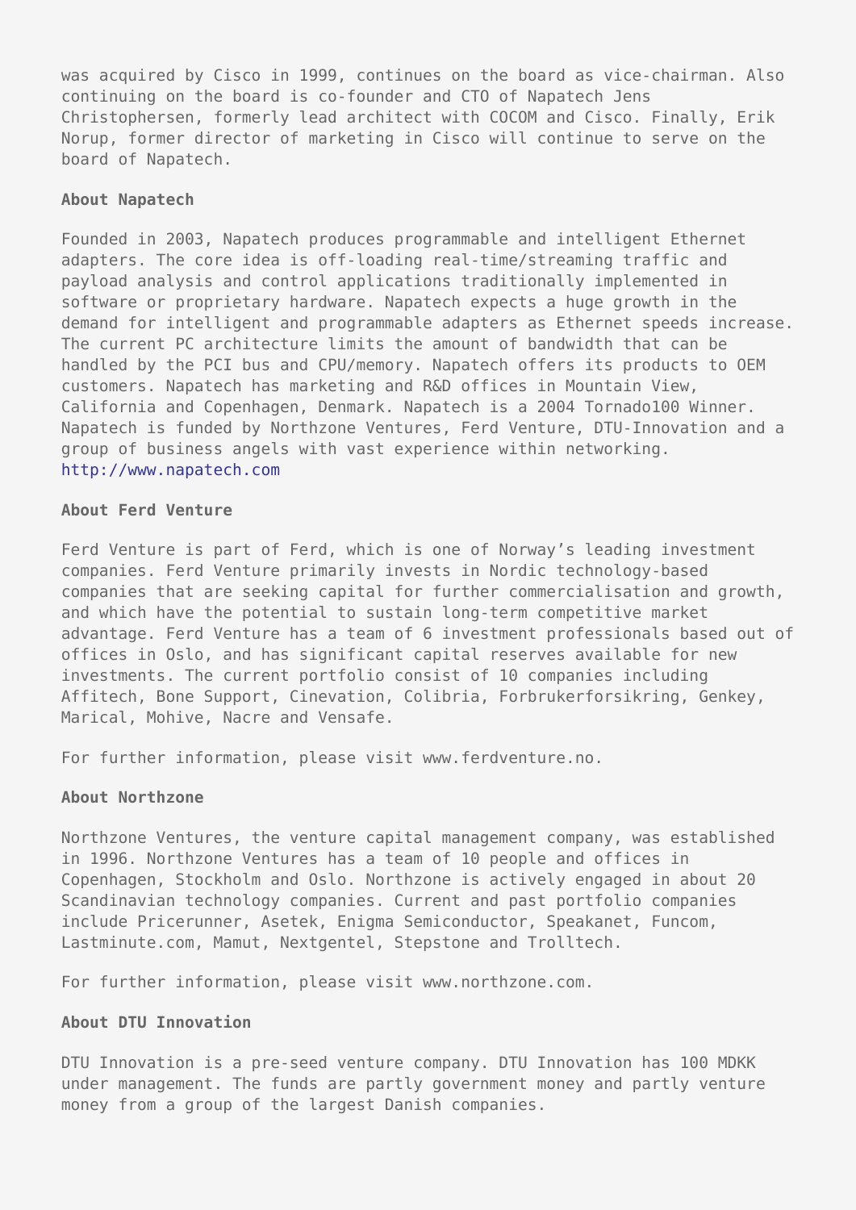was acquired by Cisco in 1999, continues on the board as vice-chairman. Also continuing on the board is co-founder and CTO of Napatech Jens Christophersen, formerly lead architect with COCOM and Cisco. Finally, Erik Norup, former director of marketing in Cisco will continue to serve on the board of Napatech.

**About Napatech**

Founded in 2003, Napatech produces programmable and intelligent Ethernet adapters. The core idea is off-loading real-time/streaming traffic and payload analysis and control applications traditionally implemented in software or proprietary hardware. Napatech expects a huge growth in the demand for intelligent and programmable adapters as Ethernet speeds increase. The current PC architecture limits the amount of bandwidth that can be handled by the PCI bus and CPU/memory. Napatech offers its products to OEM customers. Napatech has marketing and R&D offices in Mountain View, California and Copenhagen, Denmark. Napatech is a 2004 Tornado100 Winner. Napatech is funded by Northzone Ventures, Ferd Venture, DTU-Innovation and a group of business angels with vast experience within networking. http://www.napatech.com

**About Ferd Venture**

Ferd Venture is part of Ferd, which is one of Norway's leading investment companies. Ferd Venture primarily invests in Nordic technology-based companies that are seeking capital for further commercialisation and growth, and which have the potential to sustain long-term competitive market advantage. Ferd Venture has a team of 6 investment professionals based out of offices in Oslo, and has significant capital reserves available for new investments. The current portfolio consist of 10 companies including Affitech, Bone Support, Cinevation, Colibria, Forbrukerforsikring, Genkey, Marical, Mohive, Nacre and Vensafe.

For further information, please visit www.ferdventure.no.

**About Northzone**

Northzone Ventures, the venture capital management company, was established in 1996. Northzone Ventures has a team of 10 people and offices in Copenhagen, Stockholm and Oslo. Northzone is actively engaged in about 20 Scandinavian technology companies. Current and past portfolio companies include Pricerunner, Asetek, Enigma Semiconductor, Speakanet, Funcom, Lastminute.com, Mamut, Nextgentel, Stepstone and Trolltech.

For further information, please visit www.northzone.com.

**About DTU Innovation**

DTU Innovation is a pre-seed venture company. DTU Innovation has 100 MDKK under management. The funds are partly government money and partly venture money from a group of the largest Danish companies.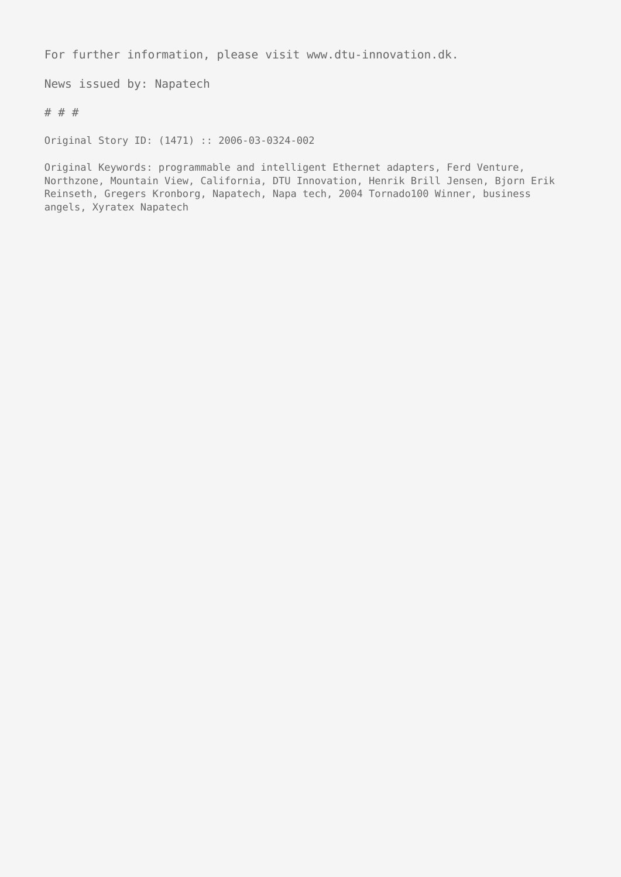For further information, please visit www.dtu-innovation.dk.

News issued by: Napatech

# # #

Original Story ID: (1471) :: 2006-03-0324-002

Original Keywords: programmable and intelligent Ethernet adapters, Ferd Venture, Northzone, Mountain View, California, DTU Innovation, Henrik Brill Jensen, Bjorn Erik Reinseth, Gregers Kronborg, Napatech, Napa tech, 2004 Tornado100 Winner, business angels, Xyratex Napatech